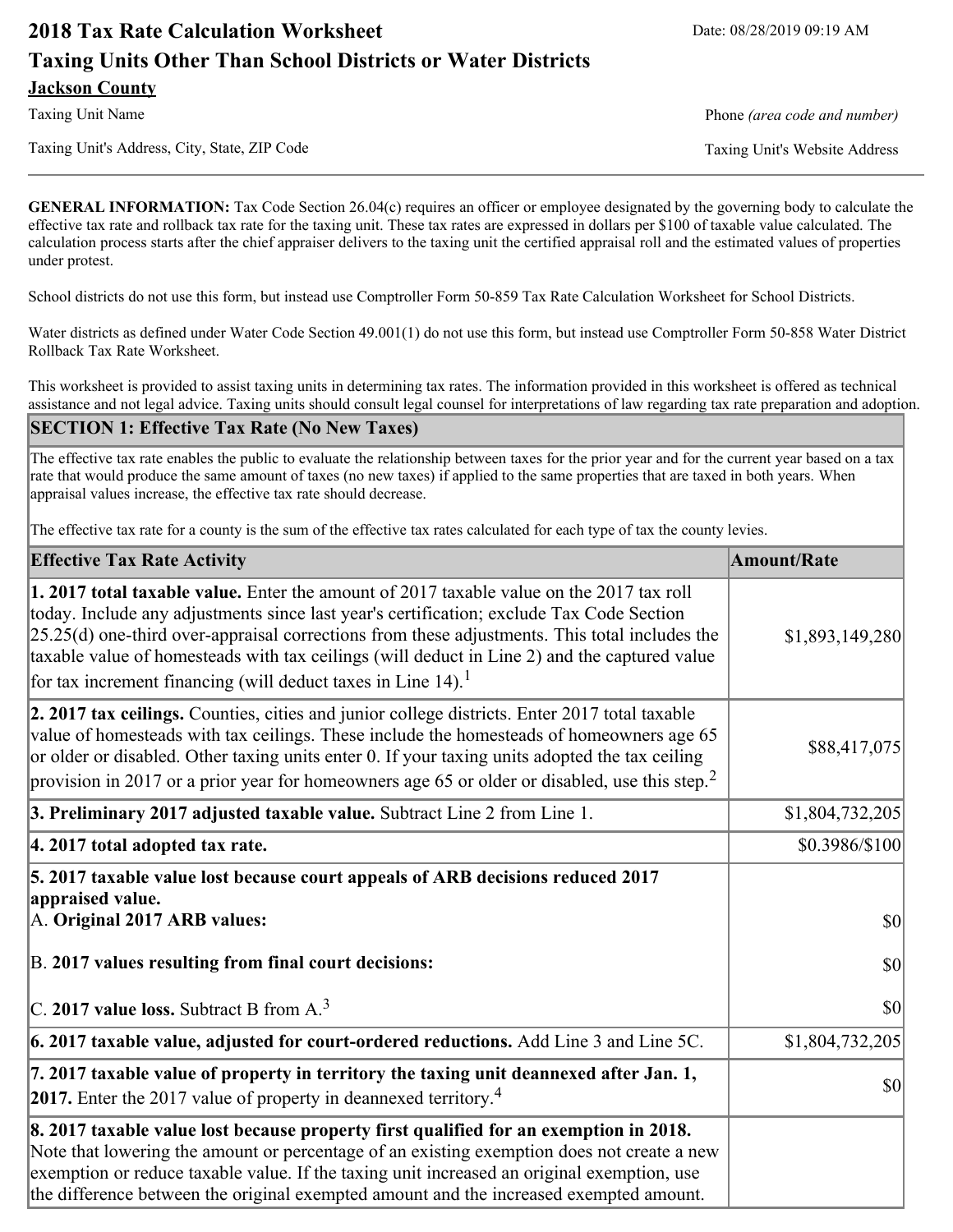# 2018 Tax Rate Calculation Worksheet

Date: 08/28/2019 09:19 AM

## Taxing Units Other Than School Districts or Water Districts

**Jackson County**

Taxing Unit Name

Phone *(area code and number)*

Taxing Unit's Address, City, State, ZIP Code

Taxing Unit's Website Address

---

**GENERAL INFORMATION:** Tax Code Section 26.04(c) requires an officer or employee designated by the governing body to calculate the effective tax rate and rollback tax rate for the taxing unit. These tax rates are expressed in dollars per $100 of taxable value calculated. The calculation process starts after the chief appraiser delivers to the taxing unit the certified appraisal roll and the estimated values of properties under protest.

School districts do not use this form, but instead use Comptroller Form 50-859 Tax Rate Calculation Worksheet for School Districts.

Water districts as defined under Water Code Section 49.001(1) do not use this form, but instead use Comptroller Form 50-858 Water District Rollback Tax Rate Worksheet.

This worksheet is provided to assist taxing units in determining tax rates. The information provided in this worksheet is offered as technical assistance and not legal advice. Taxing units should consult legal counsel for interpretations of law regarding tax rate preparation and adoption.

### SECTION 1: Effective Tax Rate (No New Taxes)

The effective tax rate enables the public to evaluate the relationship between taxes for the prior year and for the current year based on a tax rate that would produce the same amount of taxes (no new taxes) if applied to the same properties that are taxed in both years. When appraisal values increase, the effective tax rate should decrease.

The effective tax rate for a county is the sum of the effective tax rates calculated for each type of tax the county levies.

| Effective Tax Rate Activity | Amount/Rate |
|---|---|
| **1. 2017 total taxable value.** Enter the amount of 2017 taxable value on the 2017 tax roll today. Include any adjustments since last year's certification; exclude Tax Code Section 25.25(d) one-third over-appraisal corrections from these adjustments. This total includes the taxable value of homesteads with tax ceilings (will deduct in Line 2) and the captured value for tax increment financing (will deduct taxes in Line 14).[1] | $1,893,149,280 |
| **2. 2017 tax ceilings.** Counties, cities and junior college districts. Enter 2017 total taxable value of homesteads with tax ceilings. These include the homesteads of homeowners age 65 or older or disabled. Other taxing units enter 0. If your taxing units adopted the tax ceiling provision in 2017 or a prior year for homeowners age 65 or older or disabled, use this step.[2] | $88,417,075 |
| **3. Preliminary 2017 adjusted taxable value.** Subtract Line 2 from Line 1. | $1,804,732,205 |
| **4. 2017 total adopted tax rate.** | $0.3986/$100 |
| **5. 2017 taxable value lost because court appeals of ARB decisions reduced 2017 appraised value.** | |
| A. **Original 2017 ARB values:** | $0 |
| B. **2017 values resulting from final court decisions:** | $0 |
| C. **2017 value loss.** Subtract B from A.[3] | $0 |
| **6. 2017 taxable value, adjusted for court-ordered reductions.** Add Line 3 and Line 5C. | $1,804,732,205 |
| **7. 2017 taxable value of property in territory the taxing unit deannexed after Jan. 1, 2017.** Enter the 2017 value of property in deannexed territory.[4] | $0 |
| **8. 2017 taxable value lost because property first qualified for an exemption in 2018.** Note that lowering the amount or percentage of an existing exemption does not create a new exemption or reduce taxable value. If the taxing unit increased an original exemption, use the difference between the original exempted amount and the increased exempted amount. | |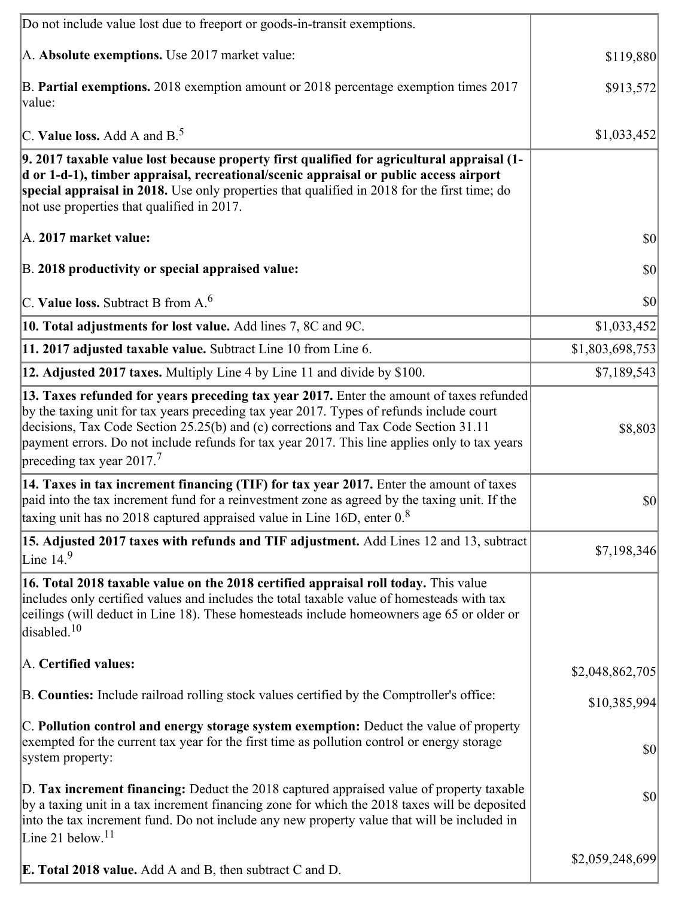| | |
|---|---|
| Do not include value lost due to freeport or goods-in-transit exemptions.<br><br>A. **Absolute exemptions.** Use 2017 market value:<br><br>B. **Partial exemptions.** 2018 exemption amount or 2018 percentage exemption times 2017 value:<br><br>C. **Value loss.** Add A and B.[5] | <br><br>$119,880<br><br>$913,572<br><br>$1,033,452 |
| **9. 2017 taxable value lost because property first qualified for agricultural appraisal (1-d or 1-d-1), timber appraisal, recreational/scenic appraisal or public access airport special appraisal in 2018.** Use only properties that qualified in 2018 for the first time; do not use properties that qualified in 2017.<br><br>A. **2017 market value:**<br><br>B. **2018 productivity or special appraised value:**<br><br>C. **Value loss.** Subtract B from A.[6] | <br><br><br><br><br>$0<br><br>$0<br><br>$0 |
| **10. Total adjustments for lost value.** Add lines 7, 8C and 9C. | $1,033,452 |
| **11. 2017 adjusted taxable value.** Subtract Line 10 from Line 6. | $1,803,698,753 |
| **12. Adjusted 2017 taxes.** Multiply Line 4 by Line 11 and divide by $100. | $7,189,543 |
| **13. Taxes refunded for years preceding tax year 2017.** Enter the amount of taxes refunded by the taxing unit for tax years preceding tax year 2017. Types of refunds include court decisions, Tax Code Section 25.25(b) and (c) corrections and Tax Code Section 31.11 payment errors. Do not include refunds for tax year 2017. This line applies only to tax years preceding tax year 2017.[7] | $8,803 |
| **14. Taxes in tax increment financing (TIF) for tax year 2017.** Enter the amount of taxes paid into the tax increment fund for a reinvestment zone as agreed by the taxing unit. If the taxing unit has no 2018 captured appraised value in Line 16D, enter 0.[8] | $0 |
| **15. Adjusted 2017 taxes with refunds and TIF adjustment.** Add Lines 12 and 13, subtract Line 14.[9] | $7,198,346 |
| **16. Total 2018 taxable value on the 2018 certified appraisal roll today.** This value includes only certified values and includes the total taxable value of homesteads with tax ceilings (will deduct in Line 18). These homesteads include homeowners age 65 or older or disabled.[10]<br><br>A. **Certified values:**<br><br>B. **Counties:** Include railroad rolling stock values certified by the Comptroller's office:<br><br>C. **Pollution control and energy storage system exemption:** Deduct the value of property exempted for the current tax year for the first time as pollution control or energy storage system property:<br><br>D. **Tax increment financing:** Deduct the 2018 captured appraised value of property taxable by a taxing unit in a tax increment financing zone for which the 2018 taxes will be deposited into the tax increment fund. Do not include any new property value that will be included in Line 21 below.[11]<br><br>E. **Total 2018 value.** Add A and B, then subtract C and D. | <br><br><br><br>$2,048,862,705<br><br>$10,385,994<br><br>$0<br><br>$0<br><br>$2,059,248,699 |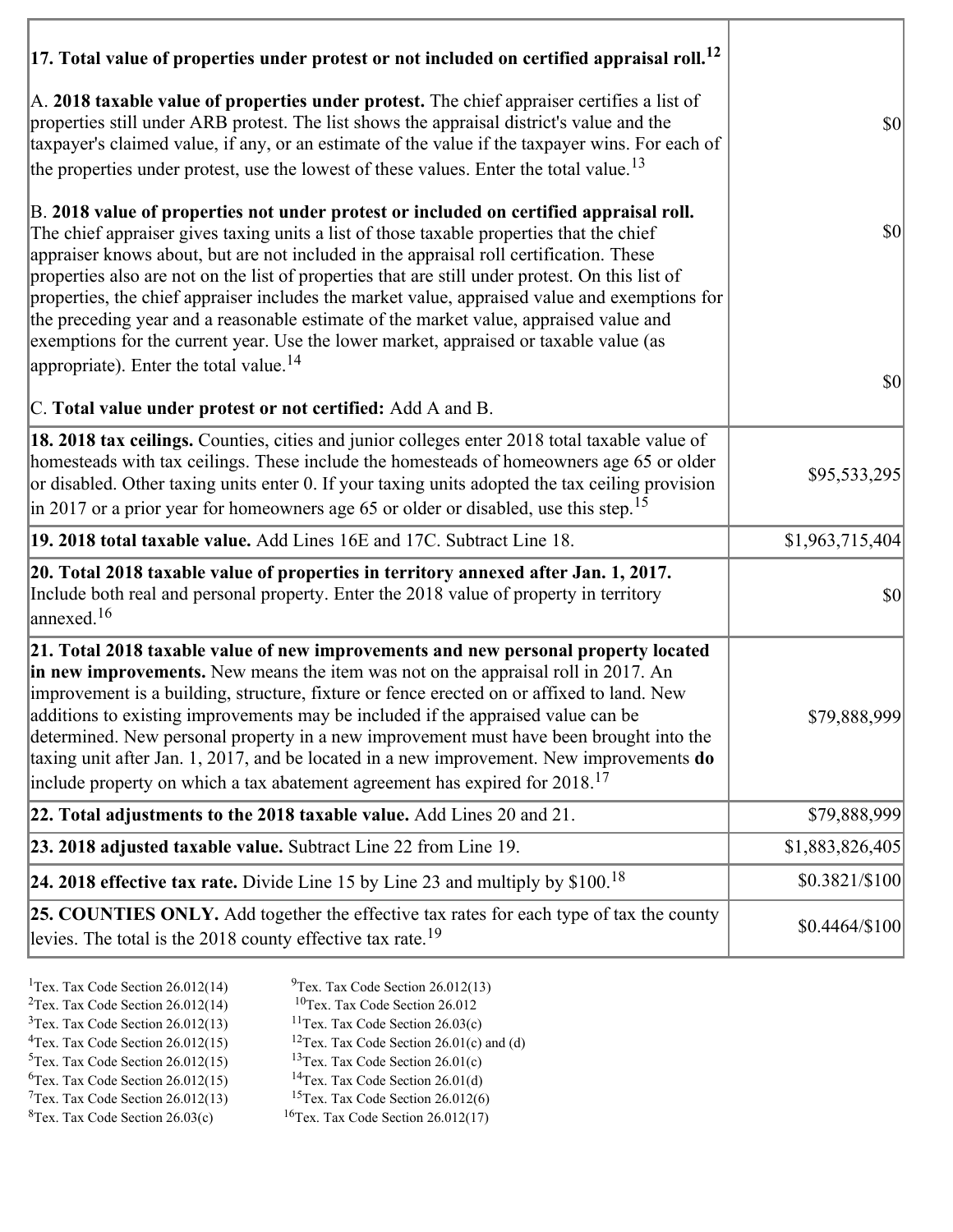| | |
|---|---|
| **17. Total value of properties under protest or not included on certified appraisal roll.**[12] | |
| A. **2018 taxable value of properties under protest.** The chief appraiser certifies a list of properties still under ARB protest. The list shows the appraisal district's value and the taxpayer's claimed value, if any, or an estimate of the value if the taxpayer wins. For each of the properties under protest, use the lowest of these values. Enter the total value.[13] | $0 |
| B. **2018 value of properties not under protest or included on certified appraisal roll.** The chief appraiser gives taxing units a list of those taxable properties that the chief appraiser knows about, but are not included in the appraisal roll certification. These properties also are not on the list of properties that are still under protest. On this list of properties, the chief appraiser includes the market value, appraised value and exemptions for the preceding year and a reasonable estimate of the market value, appraised value and exemptions for the current year. Use the lower market, appraised or taxable value (as appropriate). Enter the total value.[14] | $0 |
| C. **Total value under protest or not certified:** Add A and B. | $0 |
| **18. 2018 tax ceilings.** Counties, cities and junior colleges enter 2018 total taxable value of homesteads with tax ceilings. These include the homesteads of homeowners age 65 or older or disabled. Other taxing units enter 0. If your taxing units adopted the tax ceiling provision in 2017 or a prior year for homeowners age 65 or older or disabled, use this step.[15] | $95,533,295 |
| **19. 2018 total taxable value.** Add Lines 16E and 17C. Subtract Line 18. | $1,963,715,404 |
| **20. Total 2018 taxable value of properties in territory annexed after Jan. 1, 2017.** Include both real and personal property. Enter the 2018 value of property in territory annexed.[16] | $0 |
| **21. Total 2018 taxable value of new improvements and new personal property located in new improvements.** New means the item was not on the appraisal roll in 2017. An improvement is a building, structure, fixture or fence erected on or affixed to land. New additions to existing improvements may be included if the appraised value can be determined. New personal property in a new improvement must have been brought into the taxing unit after Jan. 1, 2017, and be located in a new improvement. New improvements **do** include property on which a tax abatement agreement has expired for 2018.[17] | $79,888,999 |
| **22. Total adjustments to the 2018 taxable value.** Add Lines 20 and 21. | $79,888,999 |
| **23. 2018 adjusted taxable value.** Subtract Line 22 from Line 19. | $1,883,826,405 |
| **24. 2018 effective tax rate.** Divide Line 15 by Line 23 and multiply by $100.[18] | $0.3821/$100 |
| **25. COUNTIES ONLY.** Add together the effective tax rates for each type of tax the county levies. The total is the 2018 county effective tax rate.[19] | $0.4464/$100 |

[1]Tex. Tax Code Section 26.012(14)
[2]Tex. Tax Code Section 26.012(14)
[3]Tex. Tax Code Section 26.012(13)
[4]Tex. Tax Code Section 26.012(15)
[5]Tex. Tax Code Section 26.012(15)
[6]Tex. Tax Code Section 26.012(15)
[7]Tex. Tax Code Section 26.012(13)
[8]Tex. Tax Code Section 26.03(c)
[9]Tex. Tax Code Section 26.012(13)
[10]Tex. Tax Code Section 26.012
[11]Tex. Tax Code Section 26.03(c)
[12]Tex. Tax Code Section 26.01(c) and (d)
[13]Tex. Tax Code Section 26.01(c)
[14]Tex. Tax Code Section 26.01(d)
[15]Tex. Tax Code Section 26.012(6)
[16]Tex. Tax Code Section 26.012(17)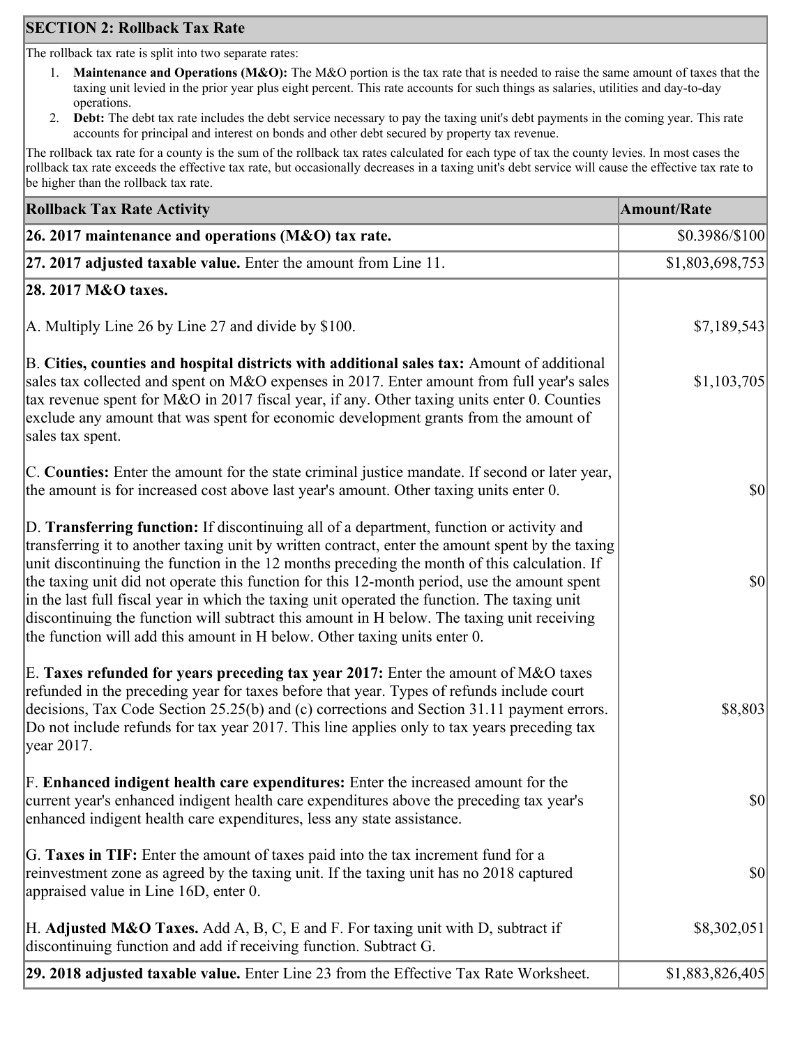## SECTION 2: Rollback Tax Rate

The rollback tax rate is split into two separate rates:

1. **Maintenance and Operations (M&O):** The M&O portion is the tax rate that is needed to raise the same amount of taxes that the taxing unit levied in the prior year plus eight percent. This rate accounts for such things as salaries, utilities and day-to-day operations.
2. **Debt:** The debt tax rate includes the debt service necessary to pay the taxing unit's debt payments in the coming year. This rate accounts for principal and interest on bonds and other debt secured by property tax revenue.

The rollback tax rate for a county is the sum of the rollback tax rates calculated for each type of tax the county levies. In most cases the rollback tax rate exceeds the effective tax rate, but occasionally decreases in a taxing unit's debt service will cause the effective tax rate to be higher than the rollback tax rate.

| Rollback Tax Rate Activity | Amount/Rate |
|---|---|
| **26. 2017 maintenance and operations (M&O) tax rate.** | $0.3986/$100 |
| **27. 2017 adjusted taxable value.** Enter the amount from Line 11. | $1,803,698,753 |
| **28. 2017 M&O taxes.** | |
| A. Multiply Line 26 by Line 27 and divide by $100. | $7,189,543 |
| B. **Cities, counties and hospital districts with additional sales tax:** Amount of additional sales tax collected and spent on M&O expenses in 2017. Enter amount from full year's sales tax revenue spent for M&O in 2017 fiscal year, if any. Other taxing units enter 0. Counties exclude any amount that was spent for economic development grants from the amount of sales tax spent. | $1,103,705 |
| C. **Counties:** Enter the amount for the state criminal justice mandate. If second or later year, the amount is for increased cost above last year's amount. Other taxing units enter 0. | $0 |
| D. **Transferring function:** If discontinuing all of a department, function or activity and transferring it to another taxing unit by written contract, enter the amount spent by the taxing unit discontinuing the function in the 12 months preceding the month of this calculation. If the taxing unit did not operate this function for this 12-month period, use the amount spent in the last full fiscal year in which the taxing unit operated the function. The taxing unit discontinuing the function will subtract this amount in H below. The taxing unit receiving the function will add this amount in H below. Other taxing units enter 0. | $0 |
| E. **Taxes refunded for years preceding tax year 2017:** Enter the amount of M&O taxes refunded in the preceding year for taxes before that year. Types of refunds include court decisions, Tax Code Section 25.25(b) and (c) corrections and Section 31.11 payment errors. Do not include refunds for tax year 2017. This line applies only to tax years preceding tax year 2017. | $8,803 |
| F. **Enhanced indigent health care expenditures:** Enter the increased amount for the current year's enhanced indigent health care expenditures above the preceding tax year's enhanced indigent health care expenditures, less any state assistance. | $0 |
| G. **Taxes in TIF:** Enter the amount of taxes paid into the tax increment fund for a reinvestment zone as agreed by the taxing unit. If the taxing unit has no 2018 captured appraised value in Line 16D, enter 0. | $0 |
| H. **Adjusted M&O Taxes.** Add A, B, C, E and F. For taxing unit with D, subtract if discontinuing function and add if receiving function. Subtract G. | $8,302,051 |
| **29. 2018 adjusted taxable value.** Enter Line 23 from the Effective Tax Rate Worksheet. | $1,883,826,405 |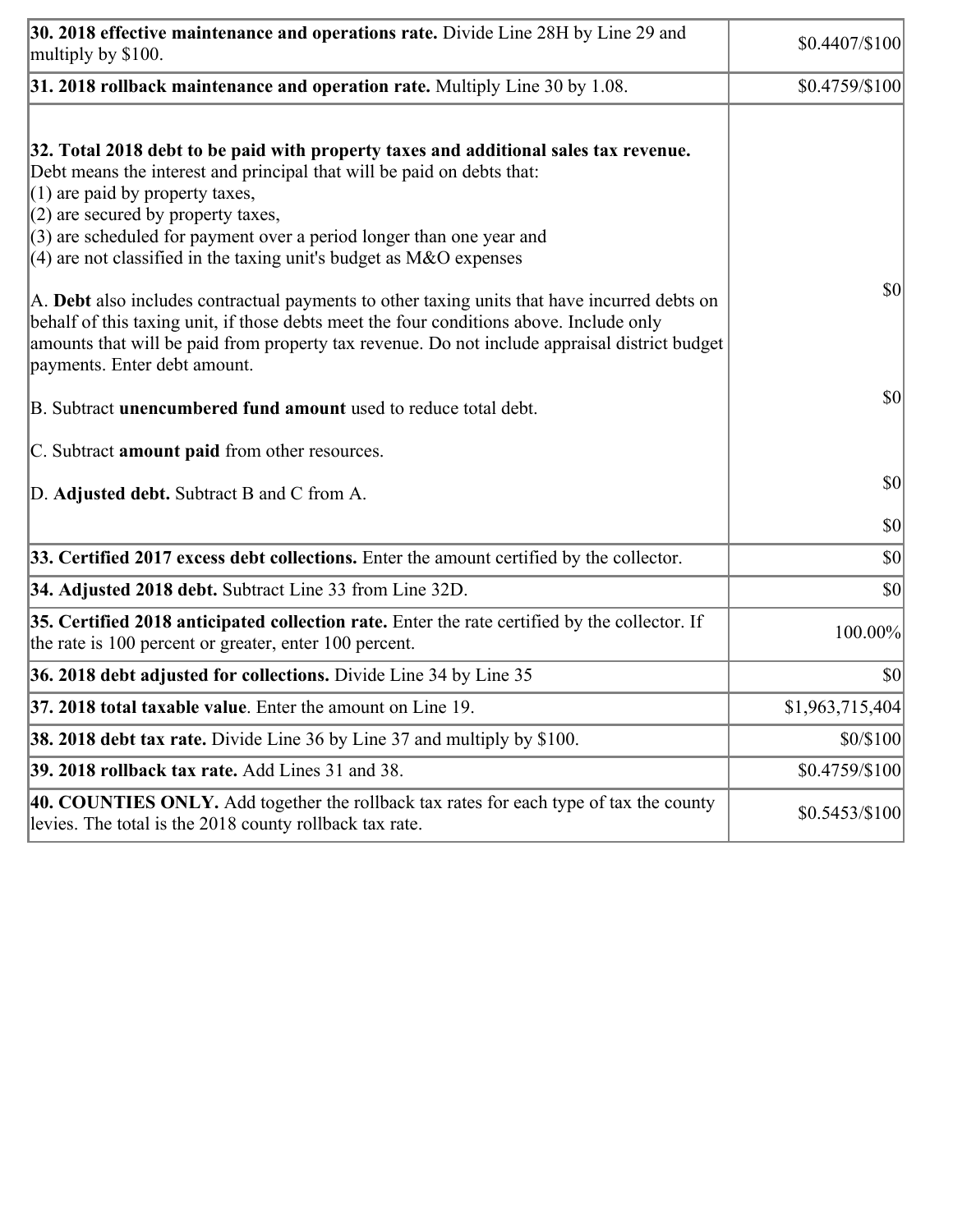| | |
|---|---|
| **30. 2018 effective maintenance and operations rate.** Divide Line 28H by Line 29 and multiply by $100. | $0.4407/$100 |
| **31. 2018 rollback maintenance and operation rate.** Multiply Line 30 by 1.08. | $0.4759/$100 |
| **32. Total 2018 debt to be paid with property taxes and additional sales tax revenue.** Debt means the interest and principal that will be paid on debts that:<br>(1) are paid by property taxes,<br>(2) are secured by property taxes,<br>(3) are scheduled for payment over a period longer than one year and<br>(4) are not classified in the taxing unit's budget as M&O expenses<br><br>A. **Debt** also includes contractual payments to other taxing units that have incurred debts on behalf of this taxing unit, if those debts meet the four conditions above. Include only amounts that will be paid from property tax revenue. Do not include appraisal district budget payments. Enter debt amount.<br><br>B. Subtract **unencumbered fund amount** used to reduce total debt.<br><br>C. Subtract **amount paid** from other resources.<br><br>D. **Adjusted debt.** Subtract B and C from A. | $0<br><br>$0<br><br>$0<br><br>$0 |
| **33. Certified 2017 excess debt collections.** Enter the amount certified by the collector. | $0 |
| **34. Adjusted 2018 debt.** Subtract Line 33 from Line 32D. | $0 |
| **35. Certified 2018 anticipated collection rate.** Enter the rate certified by the collector. If the rate is 100 percent or greater, enter 100 percent. | 100.00% |
| **36. 2018 debt adjusted for collections.** Divide Line 34 by Line 35 | $0 |
| **37. 2018 total taxable value**. Enter the amount on Line 19. | $1,963,715,404 |
| **38. 2018 debt tax rate.** Divide Line 36 by Line 37 and multiply by $100. | $0/$100 |
| **39. 2018 rollback tax rate.** Add Lines 31 and 38. | $0.4759/$100 |
| **40. COUNTIES ONLY.** Add together the rollback tax rates for each type of tax the county levies. The total is the 2018 county rollback tax rate. | $0.5453/$100 |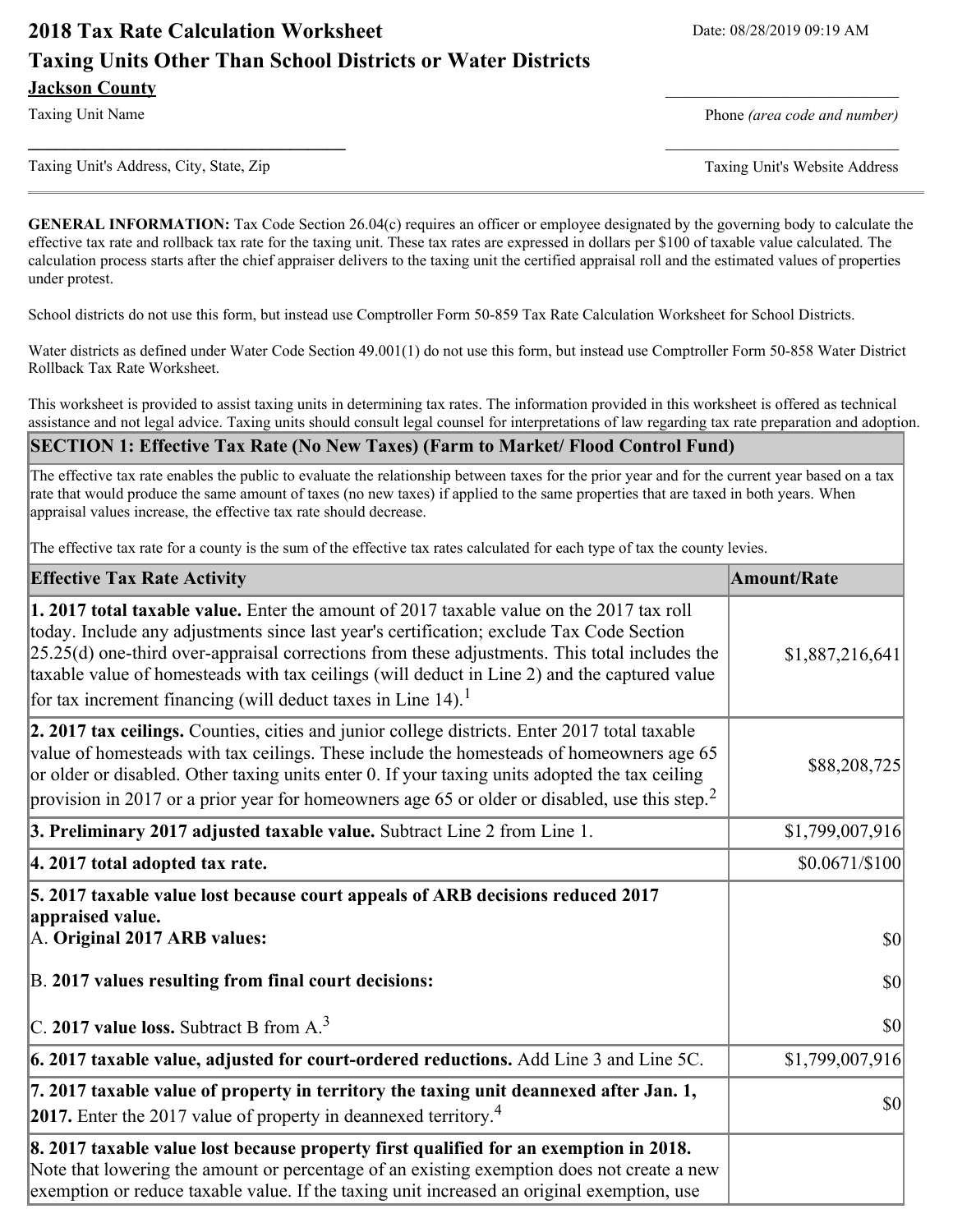# 2018 Tax Rate Calculation Worksheet

# Taxing Units Other Than School Districts or Water Districts

Date: 08/28/2019 09:19 AM

**Jackson County**

Taxing Unit Name

Phone *(area code and number)*

Taxing Unit's Address, City, State, Zip

Taxing Unit's Website Address

---

**GENERAL INFORMATION:** Tax Code Section 26.04(c) requires an officer or employee designated by the governing body to calculate the effective tax rate and rollback tax rate for the taxing unit. These tax rates are expressed in dollars per $100 of taxable value calculated. The calculation process starts after the chief appraiser delivers to the taxing unit the certified appraisal roll and the estimated values of properties under protest.

School districts do not use this form, but instead use Comptroller Form 50-859 Tax Rate Calculation Worksheet for School Districts.

Water districts as defined under Water Code Section 49.001(1) do not use this form, but instead use Comptroller Form 50-858 Water District Rollback Tax Rate Worksheet.

This worksheet is provided to assist taxing units in determining tax rates. The information provided in this worksheet is offered as technical assistance and not legal advice. Taxing units should consult legal counsel for interpretations of law regarding tax rate preparation and adoption.

## SECTION 1: Effective Tax Rate (No New Taxes) (Farm to Market/ Flood Control Fund)

The effective tax rate enables the public to evaluate the relationship between taxes for the prior year and for the current year based on a tax rate that would produce the same amount of taxes (no new taxes) if applied to the same properties that are taxed in both years. When appraisal values increase, the effective tax rate should decrease.

The effective tax rate for a county is the sum of the effective tax rates calculated for each type of tax the county levies.

| Effective Tax Rate Activity | Amount/Rate |
|---|---|
| **1. 2017 total taxable value.** Enter the amount of 2017 taxable value on the 2017 tax roll today. Include any adjustments since last year's certification; exclude Tax Code Section 25.25(d) one-third over-appraisal corrections from these adjustments. This total includes the taxable value of homesteads with tax ceilings (will deduct in Line 2) and the captured value for tax increment financing (will deduct taxes in Line 14).[1] | $1,887,216,641 |
| **2. 2017 tax ceilings.** Counties, cities and junior college districts. Enter 2017 total taxable value of homesteads with tax ceilings. These include the homesteads of homeowners age 65 or older or disabled. Other taxing units enter 0. If your taxing units adopted the tax ceiling provision in 2017 or a prior year for homeowners age 65 or older or disabled, use this step.[2] | $88,208,725 |
| **3. Preliminary 2017 adjusted taxable value.** Subtract Line 2 from Line 1. | $1,799,007,916 |
| **4. 2017 total adopted tax rate.** | $0.0671/$100 |
| **5. 2017 taxable value lost because court appeals of ARB decisions reduced 2017 appraised value.** | |
| A. **Original 2017 ARB values:** | $0 |
| B. **2017 values resulting from final court decisions:** | $0 |
| C. **2017 value loss.** Subtract B from A.[3] | $0 |
| **6. 2017 taxable value, adjusted for court-ordered reductions.** Add Line 3 and Line 5C. | $1,799,007,916 |
| **7. 2017 taxable value of property in territory the taxing unit deannexed after Jan. 1, 2017.** Enter the 2017 value of property in deannexed territory.[4] | $0 |
| **8. 2017 taxable value lost because property first qualified for an exemption in 2018.** Note that lowering the amount or percentage of an existing exemption does not create a new exemption or reduce taxable value. If the taxing unit increased an original exemption, use | |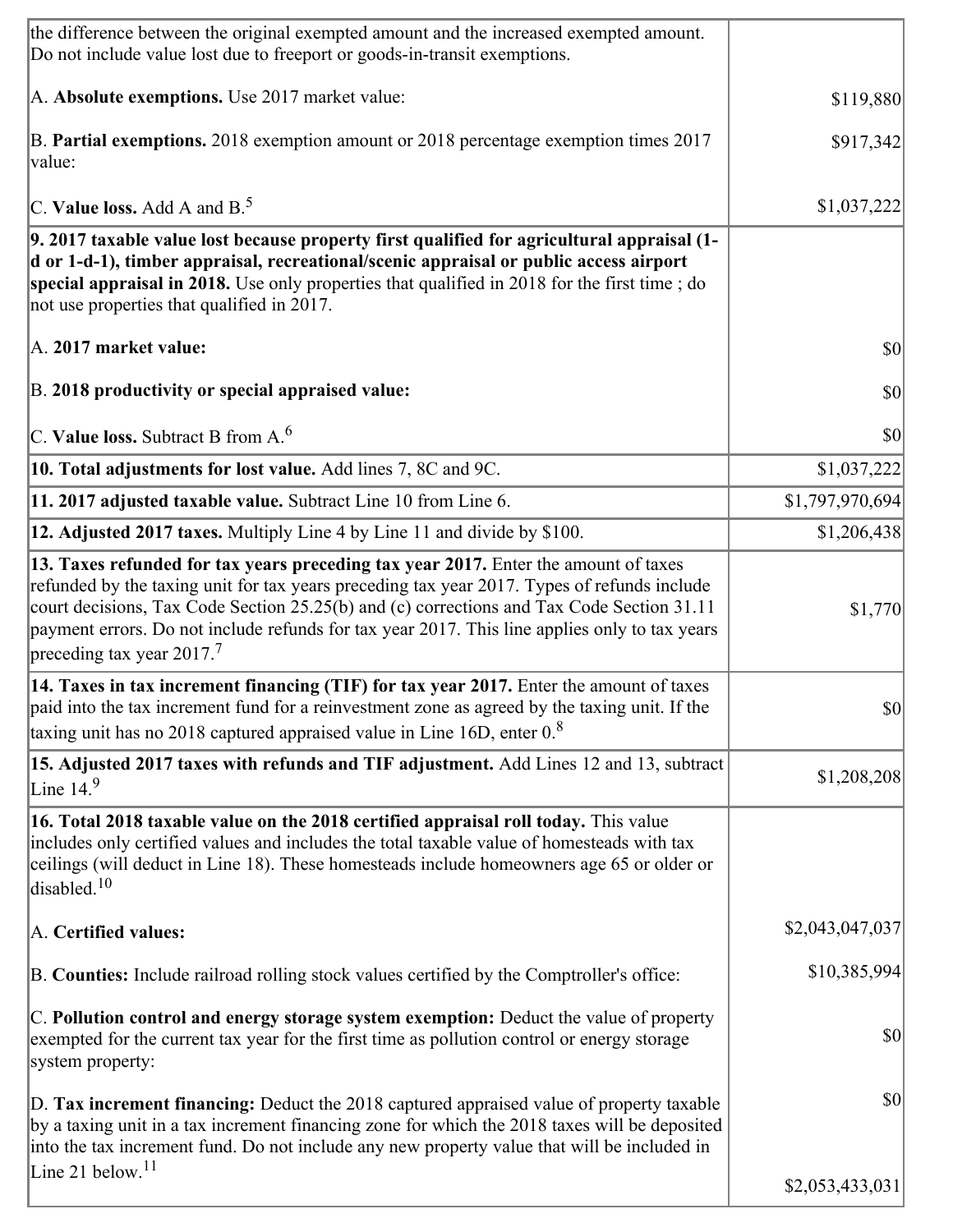| | |
|---|---|
| the difference between the original exempted amount and the increased exempted amount. Do not include value lost due to freeport or goods-in-transit exemptions.<br><br>A. **Absolute exemptions.** Use 2017 market value:<br><br>B. **Partial exemptions.** 2018 exemption amount or 2018 percentage exemption times 2017 value:<br><br>C. **Value loss.** Add A and B.[5] | <br><br>$119,880<br><br>$917,342<br><br>$1,037,222 |
| **9. 2017 taxable value lost because property first qualified for agricultural appraisal (1-d or 1-d-1), timber appraisal, recreational/scenic appraisal or public access airport special appraisal in 2018.** Use only properties that qualified in 2018 for the first time ; do not use properties that qualified in 2017.<br><br>A. **2017 market value:**<br><br>B. **2018 productivity or special appraised value:**<br><br>C. **Value loss.** Subtract B from A.[6] | <br><br>$0<br><br>$0<br><br>$0 |
| **10. Total adjustments for lost value.** Add lines 7, 8C and 9C. | $1,037,222 |
| **11. 2017 adjusted taxable value.** Subtract Line 10 from Line 6. | $1,797,970,694 |
| **12. Adjusted 2017 taxes.** Multiply Line 4 by Line 11 and divide by $100. | $1,206,438 |
| **13. Taxes refunded for tax years preceding tax year 2017.** Enter the amount of taxes refunded by the taxing unit for tax years preceding tax year 2017. Types of refunds include court decisions, Tax Code Section 25.25(b) and (c) corrections and Tax Code Section 31.11 payment errors. Do not include refunds for tax year 2017. This line applies only to tax years preceding tax year 2017.[7] | $1,770 |
| **14. Taxes in tax increment financing (TIF) for tax year 2017.** Enter the amount of taxes paid into the tax increment fund for a reinvestment zone as agreed by the taxing unit. If the taxing unit has no 2018 captured appraised value in Line 16D, enter 0.[8] | $0 |
| **15. Adjusted 2017 taxes with refunds and TIF adjustment.** Add Lines 12 and 13, subtract Line 14.[9] | $1,208,208 |
| **16. Total 2018 taxable value on the 2018 certified appraisal roll today.** This value includes only certified values and includes the total taxable value of homesteads with tax ceilings (will deduct in Line 18). These homesteads include homeowners age 65 or older or disabled.[10]<br><br>A. **Certified values:**<br><br>B. **Counties:** Include railroad rolling stock values certified by the Comptroller's office:<br><br>C. **Pollution control and energy storage system exemption:** Deduct the value of property exempted for the current tax year for the first time as pollution control or energy storage system property:<br><br>D. **Tax increment financing:** Deduct the 2018 captured appraised value of property taxable by a taxing unit in a tax increment financing zone for which the 2018 taxes will be deposited into the tax increment fund. Do not include any new property value that will be included in Line 21 below.[11] | <br><br>$2,043,047,037<br><br>$10,385,994<br><br>$0<br><br>$0<br><br>$2,053,433,031 |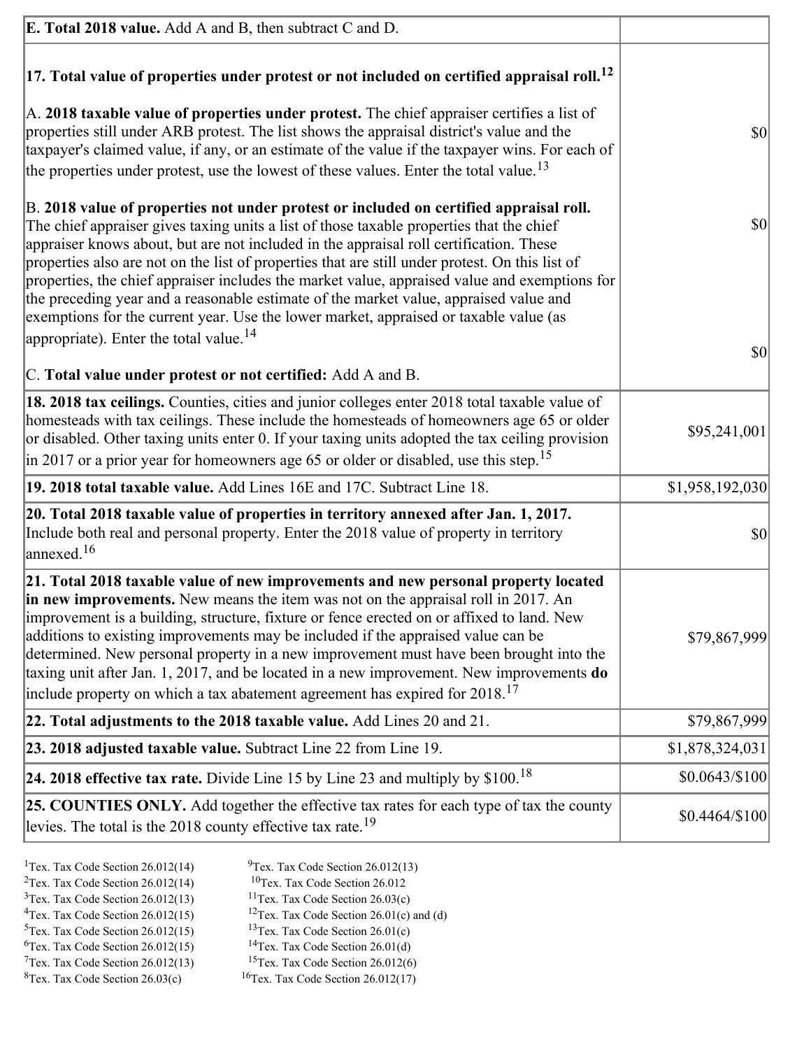| | |
|---|---|
| **E. Total 2018 value.** Add A and B, then subtract C and D. | |
| **17. Total value of properties under protest or not included on certified appraisal roll.**[12]<br><br>A. **2018 taxable value of properties under protest.** The chief appraiser certifies a list of properties still under ARB protest. The list shows the appraisal district's value and the taxpayer's claimed value, if any, or an estimate of the value if the taxpayer wins. For each of the properties under protest, use the lowest of these values. Enter the total value.[13]<br><br>B. **2018 value of properties not under protest or included on certified appraisal roll.** The chief appraiser gives taxing units a list of those taxable properties that the chief appraiser knows about, but are not included in the appraisal roll certification. These properties also are not on the list of properties that are still under protest. On this list of properties, the chief appraiser includes the market value, appraised value and exemptions for the preceding year and a reasonable estimate of the market value, appraised value and exemptions for the current year. Use the lower market, appraised or taxable value (as appropriate). Enter the total value.[14]<br><br>C. **Total value under protest or not certified:** Add A and B. | $0<br><br>$0<br><br>$0 |
| **18. 2018 tax ceilings.** Counties, cities and junior colleges enter 2018 total taxable value of homesteads with tax ceilings. These include the homesteads of homeowners age 65 or older or disabled. Other taxing units enter 0. If your taxing units adopted the tax ceiling provision in 2017 or a prior year for homeowners age 65 or older or disabled, use this step.[15] | $95,241,001 |
| **19. 2018 total taxable value.** Add Lines 16E and 17C. Subtract Line 18. | $1,958,192,030 |
| **20. Total 2018 taxable value of properties in territory annexed after Jan. 1, 2017.** Include both real and personal property. Enter the 2018 value of property in territory annexed.[16] | $0 |
| **21. Total 2018 taxable value of new improvements and new personal property located in new improvements.** New means the item was not on the appraisal roll in 2017. An improvement is a building, structure, fixture or fence erected on or affixed to land. New additions to existing improvements may be included if the appraised value can be determined. New personal property in a new improvement must have been brought into the taxing unit after Jan. 1, 2017, and be located in a new improvement. New improvements **do** include property on which a tax abatement agreement has expired for 2018.[17] | $79,867,999 |
| **22. Total adjustments to the 2018 taxable value.** Add Lines 20 and 21. | $79,867,999 |
| **23. 2018 adjusted taxable value.** Subtract Line 22 from Line 19. | $1,878,324,031 |
| **24. 2018 effective tax rate.** Divide Line 15 by Line 23 and multiply by $100.[18] | $0.0643/$100 |
| **25. COUNTIES ONLY.** Add together the effective tax rates for each type of tax the county levies. The total is the 2018 county effective tax rate.[19] | $0.4464/$100 |

[1]Tex. Tax Code Section 26.012(14)
[2]Tex. Tax Code Section 26.012(14)
[3]Tex. Tax Code Section 26.012(13)
[4]Tex. Tax Code Section 26.012(15)
[5]Tex. Tax Code Section 26.012(15)
[6]Tex. Tax Code Section 26.012(15)
[7]Tex. Tax Code Section 26.012(13)
[8]Tex. Tax Code Section 26.03(c)
[9]Tex. Tax Code Section 26.012(13)
[10]Tex. Tax Code Section 26.012
[11]Tex. Tax Code Section 26.03(c)
[12]Tex. Tax Code Section 26.01(c) and (d)
[13]Tex. Tax Code Section 26.01(c)
[14]Tex. Tax Code Section 26.01(d)
[15]Tex. Tax Code Section 26.012(6)
[16]Tex. Tax Code Section 26.012(17)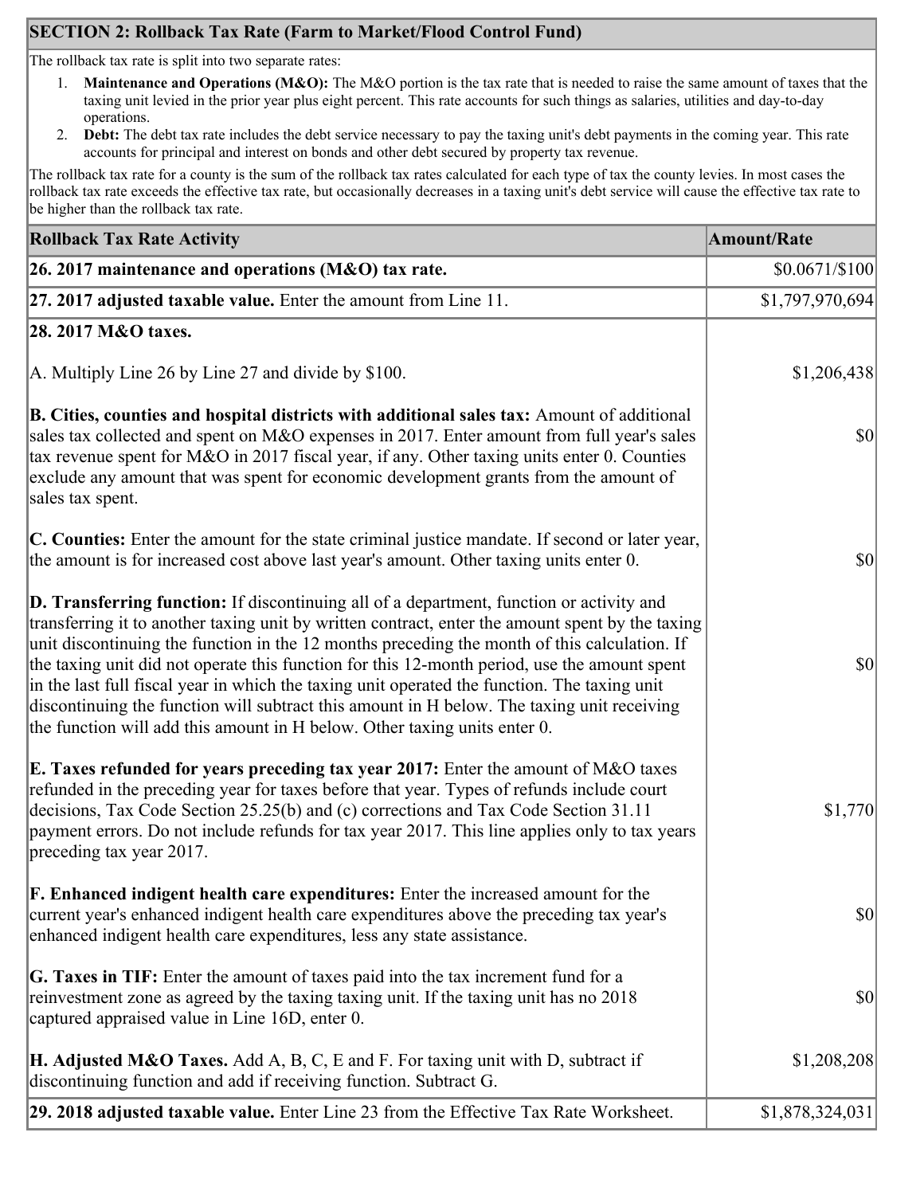## SECTION 2: Rollback Tax Rate (Farm to Market/Flood Control Fund)

The rollback tax rate is split into two separate rates:

1. **Maintenance and Operations (M&O):** The M&O portion is the tax rate that is needed to raise the same amount of taxes that the taxing unit levied in the prior year plus eight percent. This rate accounts for such things as salaries, utilities and day-to-day operations.
2. **Debt:** The debt tax rate includes the debt service necessary to pay the taxing unit's debt payments in the coming year. This rate accounts for principal and interest on bonds and other debt secured by property tax revenue.

The rollback tax rate for a county is the sum of the rollback tax rates calculated for each type of tax the county levies. In most cases the rollback tax rate exceeds the effective tax rate, but occasionally decreases in a taxing unit's debt service will cause the effective tax rate to be higher than the rollback tax rate.

| Rollback Tax Rate Activity | Amount/Rate |
| --- | --- |
| **26. 2017 maintenance and operations (M&O) tax rate.** | $0.0671/$100 |
| **27. 2017 adjusted taxable value.** Enter the amount from Line 11. | $1,797,970,694 |
| **28. 2017 M&O taxes.** | |
| A. Multiply Line 26 by Line 27 and divide by $100. | $1,206,438 |
| **B. Cities, counties and hospital districts with additional sales tax:** Amount of additional sales tax collected and spent on M&O expenses in 2017. Enter amount from full year's sales tax revenue spent for M&O in 2017 fiscal year, if any. Other taxing units enter 0. Counties exclude any amount that was spent for economic development grants from the amount of sales tax spent. | $0 |
| **C. Counties:** Enter the amount for the state criminal justice mandate. If second or later year, the amount is for increased cost above last year's amount. Other taxing units enter 0. | $0 |
| **D. Transferring function:** If discontinuing all of a department, function or activity and transferring it to another taxing unit by written contract, enter the amount spent by the taxing unit discontinuing the function in the 12 months preceding the month of this calculation. If the taxing unit did not operate this function for this 12-month period, use the amount spent in the last full fiscal year in which the taxing unit operated the function. The taxing unit discontinuing the function will subtract this amount in H below. The taxing unit receiving the function will add this amount in H below. Other taxing units enter 0. | $0 |
| **E. Taxes refunded for years preceding tax year 2017:** Enter the amount of M&O taxes refunded in the preceding year for taxes before that year. Types of refunds include court decisions, Tax Code Section 25.25(b) and (c) corrections and Tax Code Section 31.11 payment errors. Do not include refunds for tax year 2017. This line applies only to tax years preceding tax year 2017. | $1,770 |
| **F. Enhanced indigent health care expenditures:** Enter the increased amount for the current year's enhanced indigent health care expenditures above the preceding tax year's enhanced indigent health care expenditures, less any state assistance. | $0 |
| **G. Taxes in TIF:** Enter the amount of taxes paid into the tax increment fund for a reinvestment zone as agreed by the taxing taxing unit. If the taxing unit has no 2018 captured appraised value in Line 16D, enter 0. | $0 |
| **H. Adjusted M&O Taxes.** Add A, B, C, E and F. For taxing unit with D, subtract if discontinuing function and add if receiving function. Subtract G. | $1,208,208 |
| **29. 2018 adjusted taxable value.** Enter Line 23 from the Effective Tax Rate Worksheet. | $1,878,324,031 |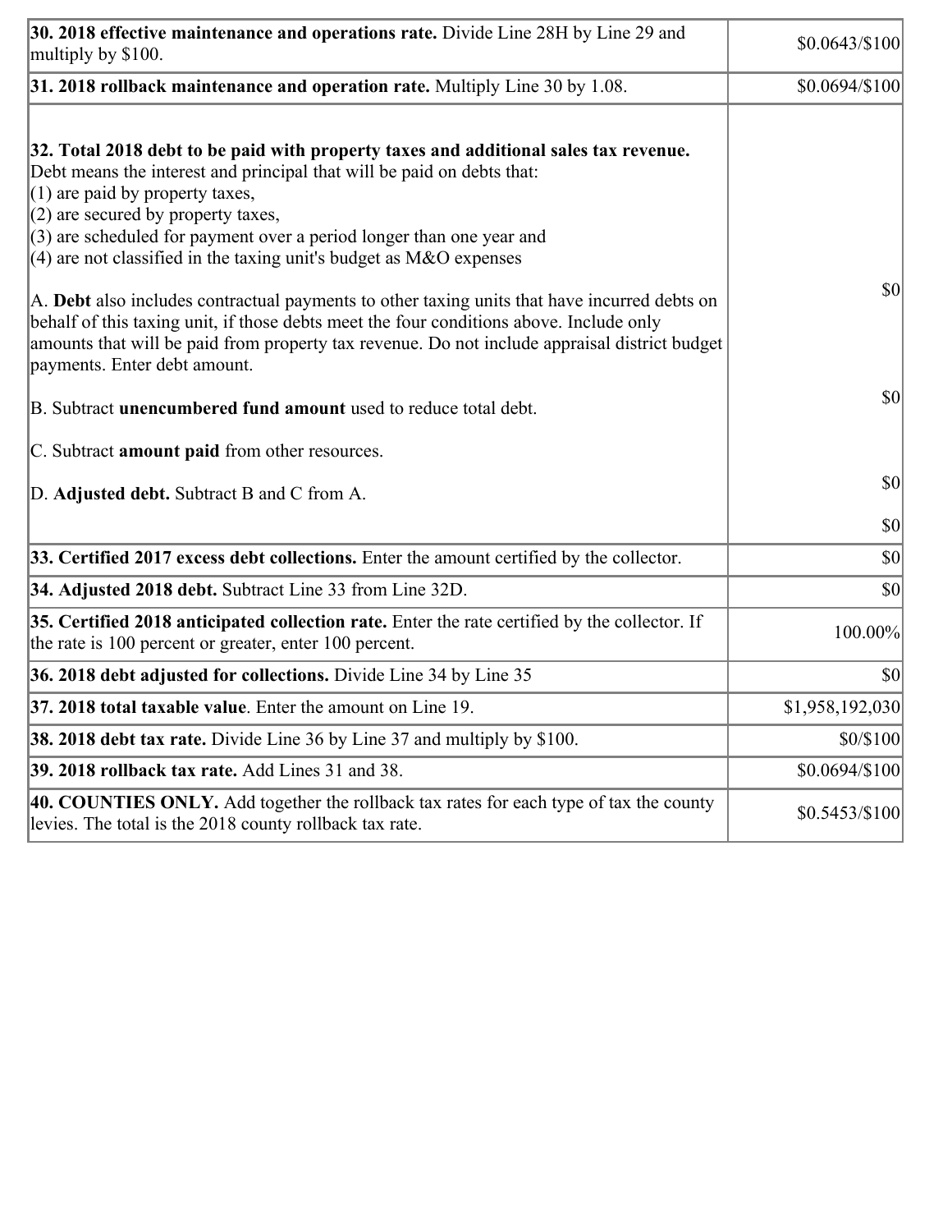| | |
|---|---|
| **30. 2018 effective maintenance and operations rate.** Divide Line 28H by Line 29 and multiply by $100. | $0.0643/$100 |
| **31. 2018 rollback maintenance and operation rate.** Multiply Line 30 by 1.08. | $0.0694/$100 |
| **32. Total 2018 debt to be paid with property taxes and additional sales tax revenue.** Debt means the interest and principal that will be paid on debts that:<br>(1) are paid by property taxes,<br>(2) are secured by property taxes,<br>(3) are scheduled for payment over a period longer than one year and<br>(4) are not classified in the taxing unit's budget as M&O expenses<br><br>A. **Debt** also includes contractual payments to other taxing units that have incurred debts on behalf of this taxing unit, if those debts meet the four conditions above. Include only amounts that will be paid from property tax revenue. Do not include appraisal district budget payments. Enter debt amount.<br><br>B. Subtract **unencumbered fund amount** used to reduce total debt.<br><br>C. Subtract **amount paid** from other resources.<br><br>D. **Adjusted debt.** Subtract B and C from A. | $0<br><br>$0<br><br>$0<br><br>$0 |
| **33. Certified 2017 excess debt collections.** Enter the amount certified by the collector. | $0 |
| **34. Adjusted 2018 debt.** Subtract Line 33 from Line 32D. | $0 |
| **35. Certified 2018 anticipated collection rate.** Enter the rate certified by the collector. If the rate is 100 percent or greater, enter 100 percent. | 100.00% |
| **36. 2018 debt adjusted for collections.** Divide Line 34 by Line 35 | $0 |
| **37. 2018 total taxable value**. Enter the amount on Line 19. | $1,958,192,030 |
| **38. 2018 debt tax rate.** Divide Line 36 by Line 37 and multiply by $100. | $0/$100 |
| **39. 2018 rollback tax rate.** Add Lines 31 and 38. | $0.0694/$100 |
| **40. COUNTIES ONLY.** Add together the rollback tax rates for each type of tax the county levies. The total is the 2018 county rollback tax rate. | $0.5453/$100 |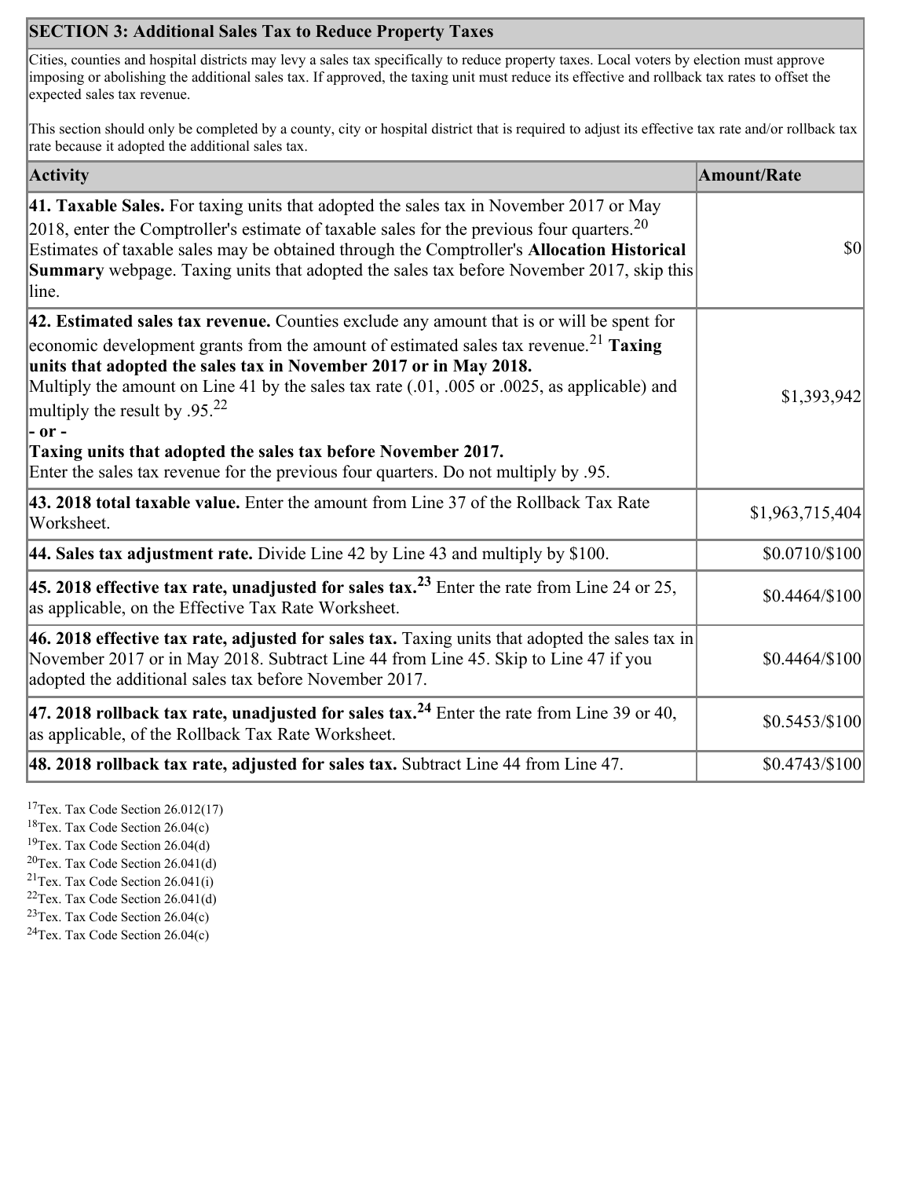| SECTION 3: Additional Sales Tax to Reduce Property Taxes | |
|---|---|
| Cities, counties and hospital districts may levy a sales tax specifically to reduce property taxes. Local voters by election must approve imposing or abolishing the additional sales tax. If approved, the taxing unit must reduce its effective and rollback tax rates to offset the expected sales tax revenue.<br><br>This section should only be completed by a county, city or hospital district that is required to adjust its effective tax rate and/or rollback tax rate because it adopted the additional sales tax. | |
| **Activity** | **Amount/Rate** |
| **41. Taxable Sales.** For taxing units that adopted the sales tax in November 2017 or May 2018, enter the Comptroller's estimate of taxable sales for the previous four quarters.[20] Estimates of taxable sales may be obtained through the Comptroller's **Allocation Historical Summary** webpage. Taxing units that adopted the sales tax before November 2017, skip this line. | $0 |
| **42. Estimated sales tax revenue.** Counties exclude any amount that is or will be spent for economic development grants from the amount of estimated sales tax revenue.[21] **Taxing units that adopted the sales tax in November 2017 or in May 2018.** Multiply the amount on Line 41 by the sales tax rate (.01, .005 or .0025, as applicable) and multiply the result by .95.[22]<br>**- or -**<br>**Taxing units that adopted the sales tax before November 2017.** Enter the sales tax revenue for the previous four quarters. Do not multiply by .95. | $1,393,942 |
| **43. 2018 total taxable value.** Enter the amount from Line 37 of the Rollback Tax Rate Worksheet. | $1,963,715,404 |
| **44. Sales tax adjustment rate.** Divide Line 42 by Line 43 and multiply by $100. | $0.0710/$100 |
| **45. 2018 effective tax rate, unadjusted for sales tax.**[23] Enter the rate from Line 24 or 25, as applicable, on the Effective Tax Rate Worksheet. | $0.4464/$100 |
| **46. 2018 effective tax rate, adjusted for sales tax.** Taxing units that adopted the sales tax in November 2017 or in May 2018. Subtract Line 44 from Line 45. Skip to Line 47 if you adopted the additional sales tax before November 2017. | $0.4464/$100 |
| **47. 2018 rollback tax rate, unadjusted for sales tax.**[24] Enter the rate from Line 39 or 40, as applicable, of the Rollback Tax Rate Worksheet. | $0.5453/$100 |
| **48. 2018 rollback tax rate, adjusted for sales tax.** Subtract Line 44 from Line 47. | $0.4743/$100 |

[17] Tex. Tax Code Section 26.012(17)
[18] Tex. Tax Code Section 26.04(c)
[19] Tex. Tax Code Section 26.04(d)
[20] Tex. Tax Code Section 26.041(d)
[21] Tex. Tax Code Section 26.041(i)
[22] Tex. Tax Code Section 26.041(d)
[23] Tex. Tax Code Section 26.04(c)
[24] Tex. Tax Code Section 26.04(c)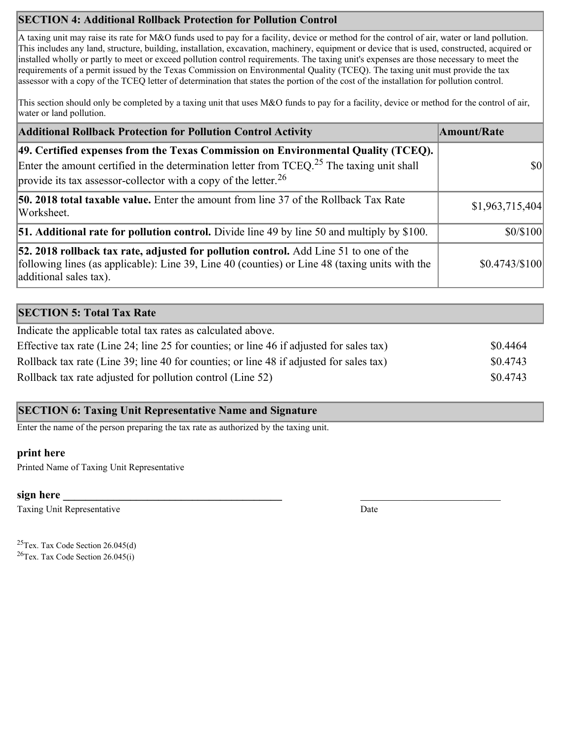## SECTION 4: Additional Rollback Protection for Pollution Control

A taxing unit may raise its rate for M&O funds used to pay for a facility, device or method for the control of air, water or land pollution. This includes any land, structure, building, installation, excavation, machinery, equipment or device that is used, constructed, acquired or installed wholly or partly to meet or exceed pollution control requirements. The taxing unit's expenses are those necessary to meet the requirements of a permit issued by the Texas Commission on Environmental Quality (TCEQ). The taxing unit must provide the tax assessor with a copy of the TCEQ letter of determination that states the portion of the cost of the installation for pollution control.

This section should only be completed by a taxing unit that uses M&O funds to pay for a facility, device or method for the control of air, water or land pollution.

| Additional Rollback Protection for Pollution Control Activity | Amount/Rate |
|---|---|
| **49. Certified expenses from the Texas Commission on Environmental Quality (TCEQ).** Enter the amount certified in the determination letter from TCEQ.[25] The taxing unit shall provide its tax assessor-collector with a copy of the letter.[26] | $0 |
| **50. 2018 total taxable value.** Enter the amount from line 37 of the Rollback Tax Rate Worksheet. | $1,963,715,404 |
| **51. Additional rate for pollution control.** Divide line 49 by line 50 and multiply by $100. | $0/$100 |
| **52. 2018 rollback tax rate, adjusted for pollution control.** Add Line 51 to one of the following lines (as applicable): Line 39, Line 40 (counties) or Line 48 (taxing units with the additional sales tax). | $0.4743/$100 |

## SECTION 5: Total Tax Rate

Indicate the applicable total tax rates as calculated above.

| | |
|---|---|
| Effective tax rate (Line 24; line 25 for counties; or line 46 if adjusted for sales tax) | $0.4464 |
| Rollback tax rate (Line 39; line 40 for counties; or line 48 if adjusted for sales tax) | $0.4743 |
| Rollback tax rate adjusted for pollution control (Line 52) | $0.4743 |

## SECTION 6: Taxing Unit Representative Name and Signature

Enter the name of the person preparing the tax rate as authorized by the taxing unit.

**print here**

Printed Name of Taxing Unit Representative

**sign here** ______________________________________ ___________________________

Taxing Unit Representative Date

[25]Tex. Tax Code Section 26.045(d)
[26]Tex. Tax Code Section 26.045(i)